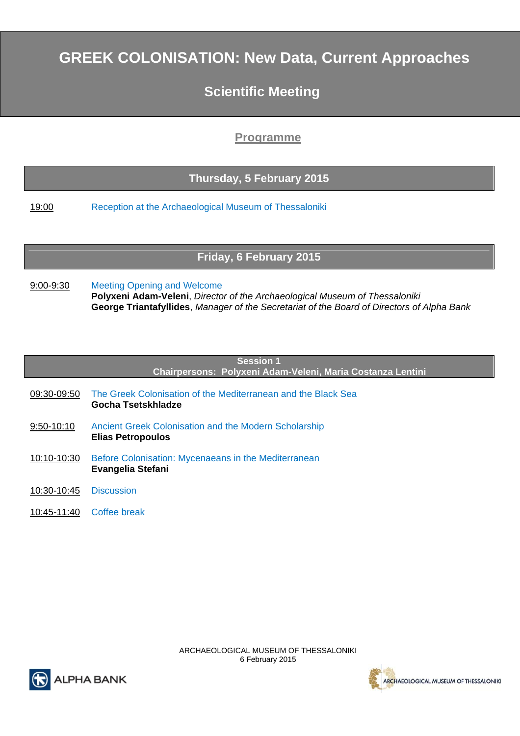# GREEK COLONISATION: New Data, Current Approaches

## Scientific Meeting

### Programme

## Thursday, 5 February 2015

19:00 Reception at the Archaeological Museum of Thessaloniki

## Friday, 6 February 2015

9:00-9:30 Meeting Opening and Welcome
**Polyxeni Adam-Veleni**, *Director of the Archaeological Museum of Thessaloniki*
**George Triantafyllides**, *Manager of the Secretariat of the Board of Directors of Alpha Bank*

### Session 1
**Chairpersons: Polyxeni Adam-Veleni, Maria Costanza Lentini**

09:30-09:50 The Greek Colonisation of the Mediterranean and the Black Sea
**Gocha Tsetskhladze**

9:50-10:10 Ancient Greek Colonisation and the Modern Scholarship
**Elias Petropoulos**

10:10-10:30 Before Colonisation: Mycenaeans in the Mediterranean
**Evangelia Stefani**

10:30-10:45 Discussion

10:45-11:40 Coffee break

ARCHAEOLOGICAL MUSEUM OF THESSALONIKI
6 February 2015

ALPHA BANK

ARCHAEOLOGICAL MUSEUM OF THESSALONIKI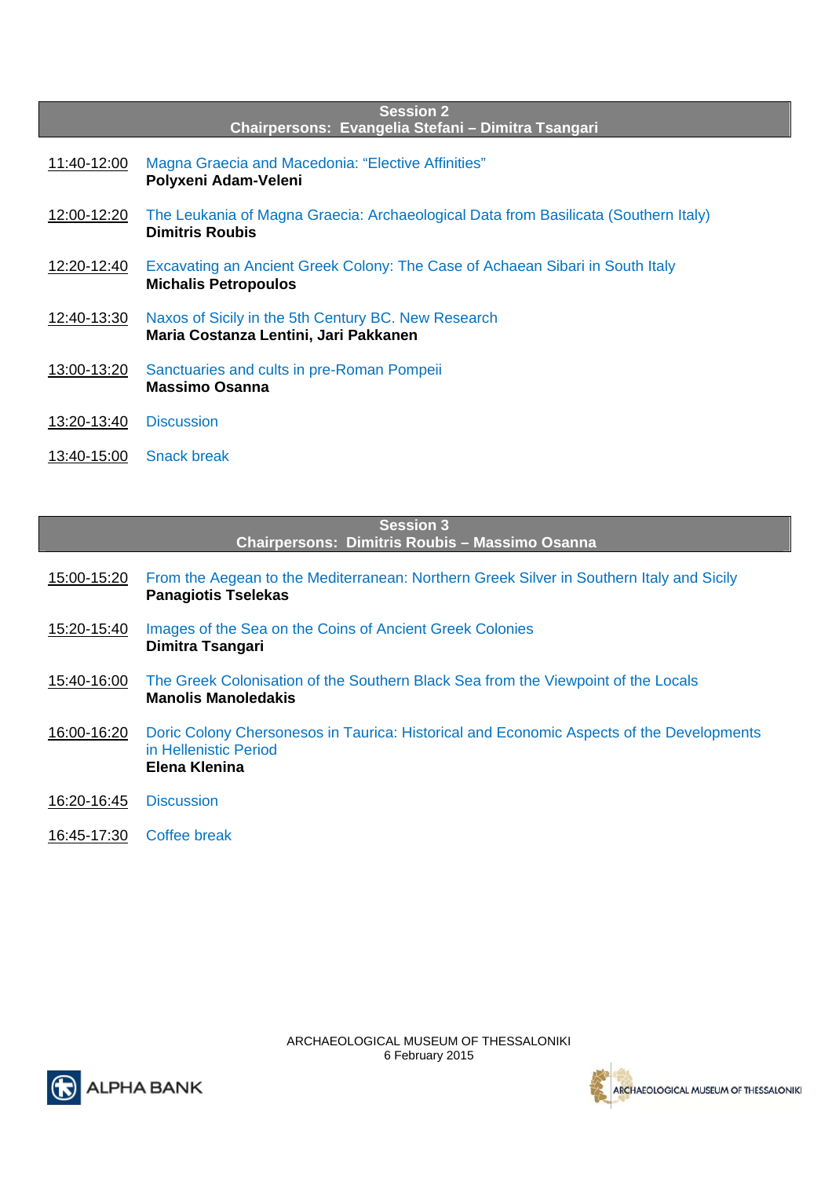## Session 2
### Chairpersons: Evangelia Stefani – Dimitra Tsangari

11:40-12:00 Magna Graecia and Macedonia: “Elective Affinities”
**Polyxeni Adam-Veleni**

12:00-12:20 The Leukania of Magna Graecia: Archaeological Data from Basilicata (Southern Italy)
**Dimitris Roubis**

12:20-12:40 Excavating an Ancient Greek Colony: The Case of Achaean Sibari in South Italy
**Michalis Petropoulos**

12:40-13:30 Naxos of Sicily in the 5th Century BC. New Research
**Maria Costanza Lentini, Jari Pakkanen**

13:00-13:20 Sanctuaries and cults in pre-Roman Pompeii
**Massimo Osanna**

13:20-13:40 Discussion

13:40-15:00 Snack break

## Session 3
### Chairpersons: Dimitris Roubis – Massimo Osanna

15:00-15:20 From the Aegean to the Mediterranean: Northern Greek Silver in Southern Italy and Sicily
**Panagiotis Tselekas**

15:20-15:40 Images of the Sea on the Coins of Ancient Greek Colonies
**Dimitra Tsangari**

15:40-16:00 The Greek Colonisation of the Southern Black Sea from the Viewpoint of the Locals
**Manolis Manoledakis**

16:00-16:20 Doric Colony Chersonesos in Taurica: Historical and Economic Aspects of the Developments in Hellenistic Period
**Elena Klenina**

16:20-16:45 Discussion

16:45-17:30 Coffee break

ARCHAEOLOGICAL MUSEUM OF THESSALONIKI
6 February 2015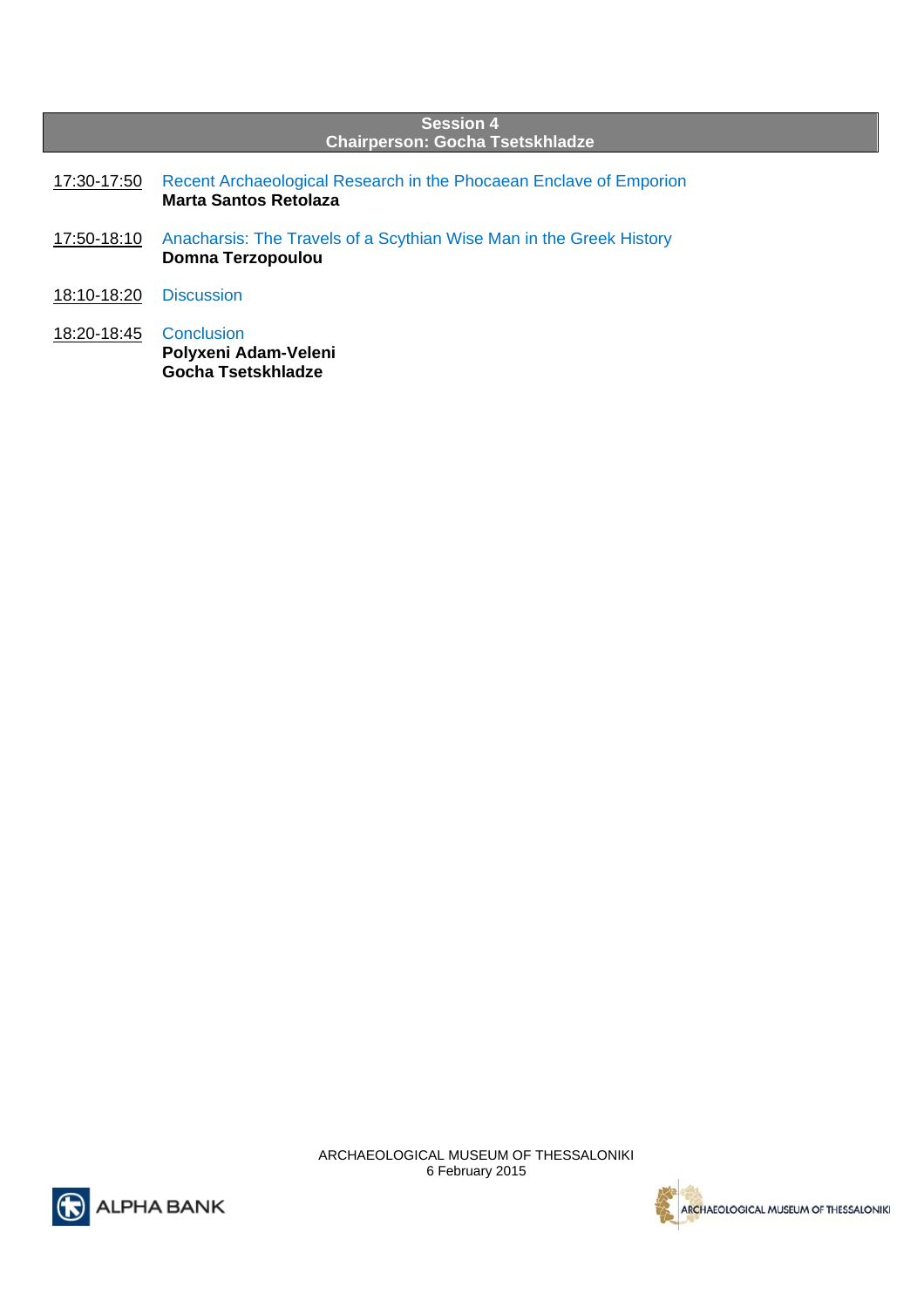## Session 4
### Chairperson: Gocha Tsetskhladze

17:30-17:50 Recent Archaeological Research in the Phocaean Enclave of Emporion
**Marta Santos Retolaza**

17:50-18:10 Anacharsis: The Travels of a Scythian Wise Man in the Greek History
**Domna Terzopoulou**

18:10-18:20 Discussion

18:20-18:45 Conclusion
**Polyxeni Adam-Veleni**
**Gocha Tsetskhladze**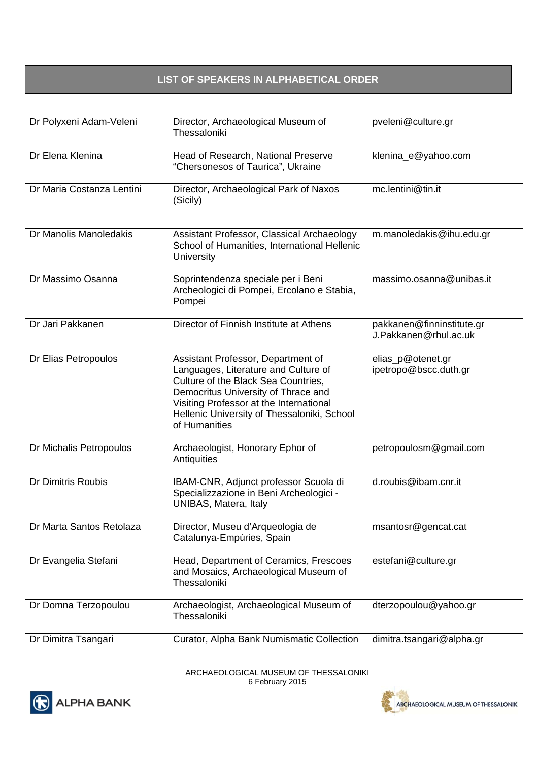## LIST OF SPEAKERS IN ALPHABETICAL ORDER

| Name | Affiliation | Email |
| --- | --- | --- |
| Dr Polyxeni Adam-Veleni | Director, Archaeological Museum of Thessaloniki | pveleni@culture.gr |
| Dr Elena Klenina | Head of Research, National Preserve “Chersonesos of Taurica”, Ukraine | klenina_e@yahoo.com |
| Dr Maria Costanza Lentini | Director, Archaeological Park of Naxos (Sicily) | mc.lentini@tin.it |
| Dr Manolis Manoledakis | Assistant Professor, Classical Archaeology School of Humanities, International Hellenic University | m.manoledakis@ihu.edu.gr |
| Dr Massimo Osanna | Soprintendenza speciale per i Beni Archeologici di Pompei, Ercolano e Stabia, Pompei | massimo.osanna@unibas.it |
| Dr Jari Pakkanen | Director of Finnish Institute at Athens | pakkanen@finninstitute.gr J.Pakkanen@rhul.ac.uk |
| Dr Elias Petropoulos | Assistant Professor, Department of Languages, Literature and Culture of Culture of the Black Sea Countries, Democritus University of Thrace and Visiting Professor at the International Hellenic University of Thessaloniki, School of Humanities | elias_p@otenet.gr ipetropo@bscc.duth.gr |
| Dr Michalis Petropoulos | Archaeologist, Honorary Ephor of Antiquities | petropoulosm@gmail.com |
| Dr Dimitris Roubis | IBAM-CNR, Adjunct professor Scuola di Specializzazione in Beni Archeologici - UNIBAS, Matera, Italy | d.roubis@ibam.cnr.it |
| Dr Marta Santos Retolaza | Director, Museu d’Arqueologia de Catalunya-Empúries, Spain | msantosr@gencat.cat |
| Dr Evangelia Stefani | Head, Department of Ceramics, Frescoes and Mosaics, Archaeological Museum of Thessaloniki | estefani@culture.gr |
| Dr Domna Terzopoulou | Archaeologist, Archaeological Museum of Thessaloniki | dterzopoulou@yahoo.gr |
| Dr Dimitra Tsangari | Curator, Alpha Bank Numismatic Collection | dimitra.tsangari@alpha.gr |

ARCHAEOLOGICAL MUSEUM OF THESSALONIKI
6 February 2015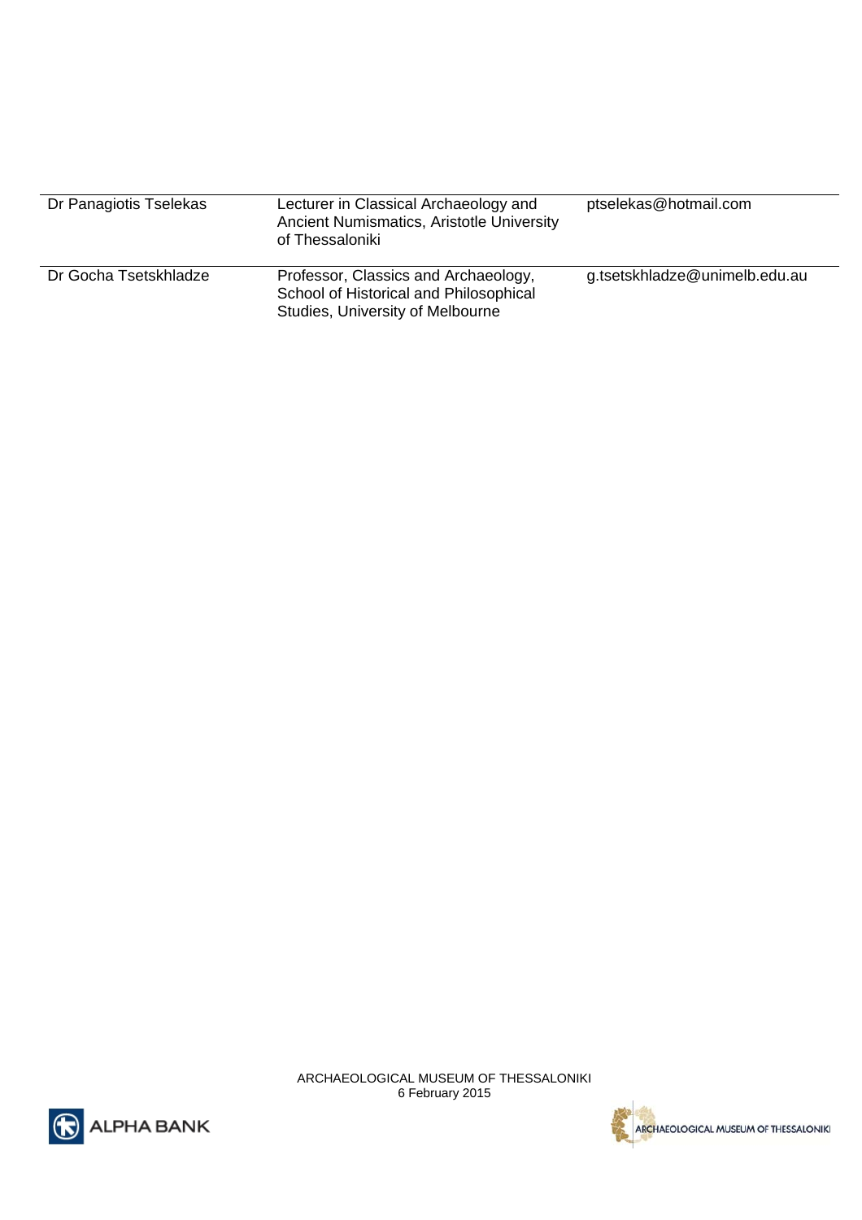| | | |
|---|---|---|
| Dr Panagiotis Tselekas | Lecturer in Classical Archaeology and Ancient Numismatics, Aristotle University of Thessaloniki | ptselekas@hotmail.com |
| Dr Gocha Tsetskhladze | Professor, Classics and Archaeology, School of Historical and Philosophical Studies, University of Melbourne | g.tsetskhladze@unimelb.edu.au |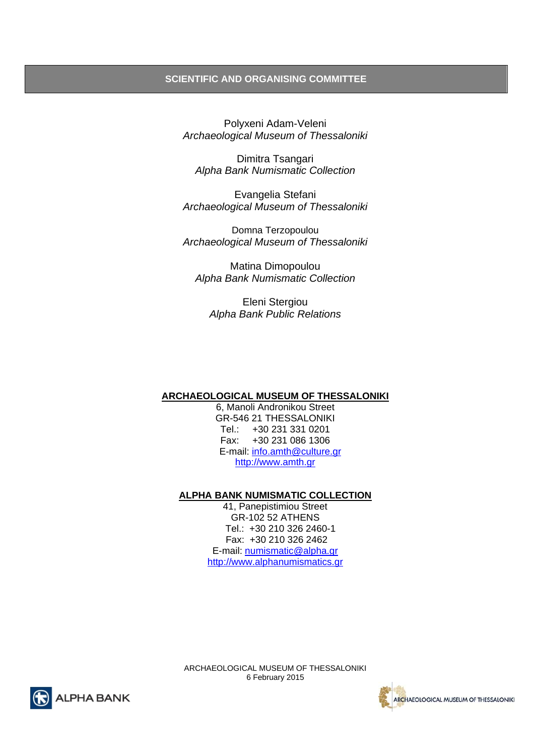## SCIENTIFIC AND ORGANISING COMMITTEE

Polyxeni Adam-Veleni
*Archaeological Museum of Thessaloniki*

Dimitra Tsangari
*Alpha Bank Numismatic Collection*

Evangelia Stefani
*Archaeological Museum of Thessaloniki*

Domna Terzopoulou
*Archaeological Museum of Thessaloniki*

Matina Dimopoulou
*Alpha Bank Numismatic Collection*

Eleni Stergiou
*Alpha Bank Public Relations*

**ARCHAEOLOGICAL MUSEUM OF THESSALONIKI**
6, Manoli Andronikou Street
GR-546 21 THESSALONIKI
Tel.: +30 231 331 0201
Fax: +30 231 086 1306
E-mail: info.amth@culture.gr
http://www.amth.gr

**ALPHA BANK NUMISMATIC COLLECTION**
41, Panepistimiou Street
GR-102 52 ATHENS
Tel.: +30 210 326 2460-1
Fax: +30 210 326 2462
E-mail: numismatic@alpha.gr
http://www.alphanumismatics.gr

ARCHAEOLOGICAL MUSEUM OF THESSALONIKI
6 February 2015

ALPHA BANK

ARCHAEOLOGICAL MUSEUM OF THESSALONIKI